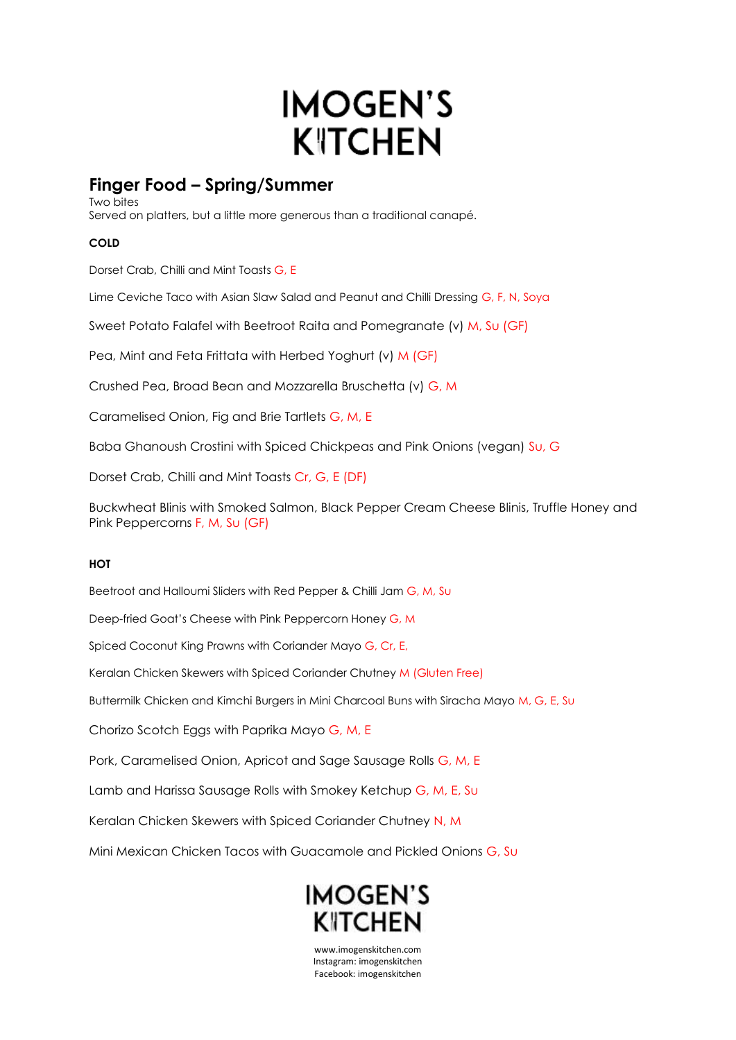# IMOGEN'S KITCHEN

## Finger Food – Spring/Summer

Two bites
Served on platters, but a little more generous than a traditional canapé.

### COLD

Dorset Crab, Chilli and Mint Toasts G, E

Lime Ceviche Taco with Asian Slaw Salad and Peanut and Chilli Dressing G, F, N, Soya

Sweet Potato Falafel with Beetroot Raita and Pomegranate (v) M, Su (GF)

Pea, Mint and Feta Frittata with Herbed Yoghurt (v) M (GF)

Crushed Pea, Broad Bean and Mozzarella Bruschetta (v) G, M

Caramelised Onion, Fig and Brie Tartlets G, M, E

Baba Ghanoush Crostini with Spiced Chickpeas and Pink Onions (vegan) Su, G

Dorset Crab, Chilli and Mint Toasts Cr, G, E (DF)

Buckwheat Blinis with Smoked Salmon, Black Pepper Cream Cheese Blinis, Truffle Honey and Pink Peppercorns F, M, Su (GF)

### HOT

Beetroot and Halloumi Sliders with Red Pepper & Chilli Jam G, M, Su

Deep-fried Goat's Cheese with Pink Peppercorn Honey G, M

Spiced Coconut King Prawns with Coriander Mayo G, Cr, E,

Keralan Chicken Skewers with Spiced Coriander Chutney M (Gluten Free)

Buttermilk Chicken and Kimchi Burgers in Mini Charcoal Buns with Siracha Mayo M, G, E, Su

Chorizo Scotch Eggs with Paprika Mayo G, M, E

Pork, Caramelised Onion, Apricot and Sage Sausage Rolls G, M, E

Lamb and Harissa Sausage Rolls with Smokey Ketchup G, M, E, Su

Keralan Chicken Skewers with Spiced Coriander Chutney N, M

Mini Mexican Chicken Tacos with Guacamole and Pickled Onions G, Su

IMOGEN'S KITCHEN

www.imogenskitchen.com
Instagram: imogenskitchen
Facebook: imogenskitchen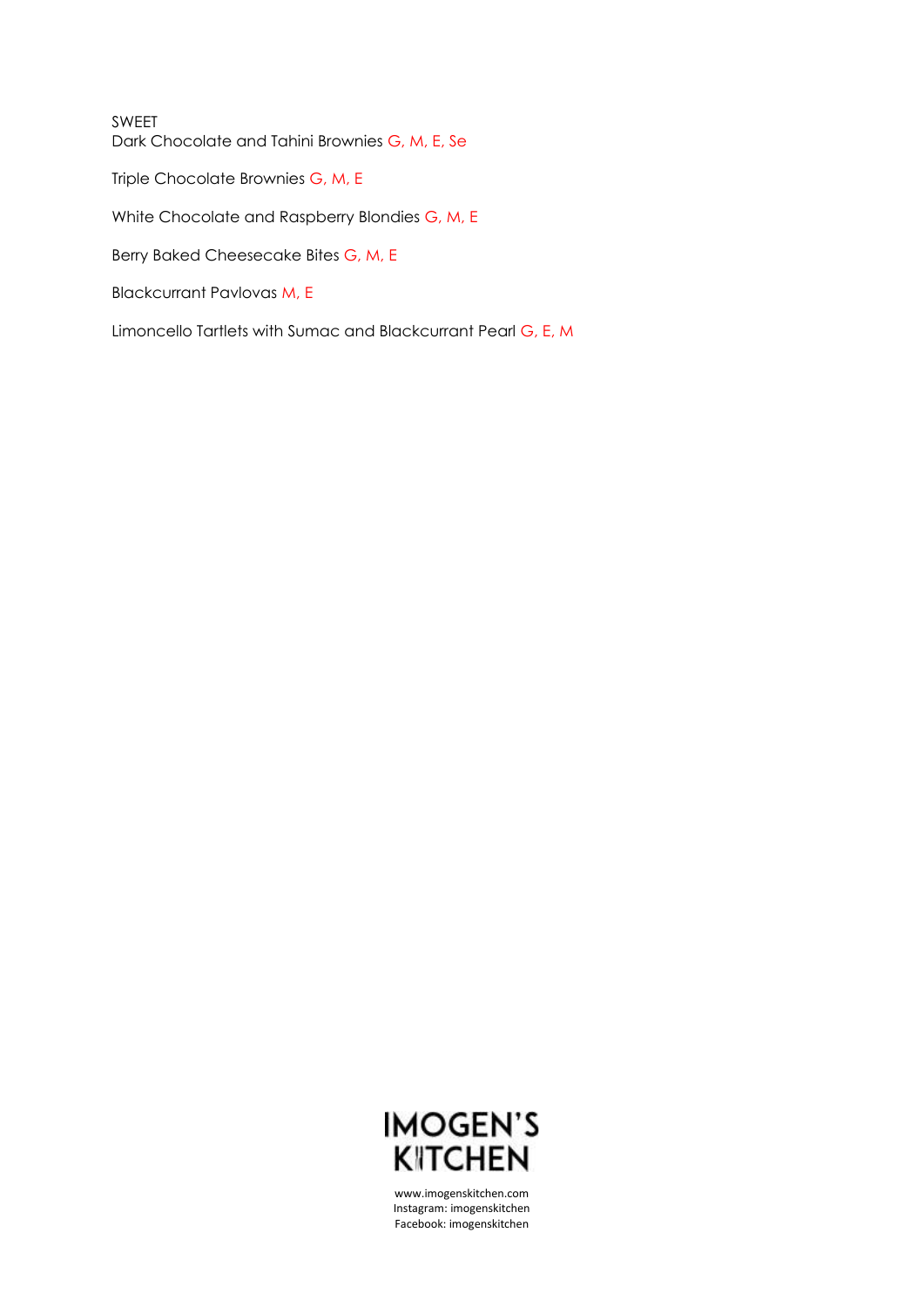SWEET

Dark Chocolate and Tahini Brownies G, M, E, Se

Triple Chocolate Brownies G, M, E

White Chocolate and Raspberry Blondies G, M, E

Berry Baked Cheesecake Bites G, M, E

Blackcurrant Pavlovas M, E

Limoncello Tartlets with Sumac and Blackcurrant Pearl G, E, M

IMOGEN'S KITCHEN

www.imogenskitchen.com
Instagram: imogenskitchen
Facebook: imogenskitchen